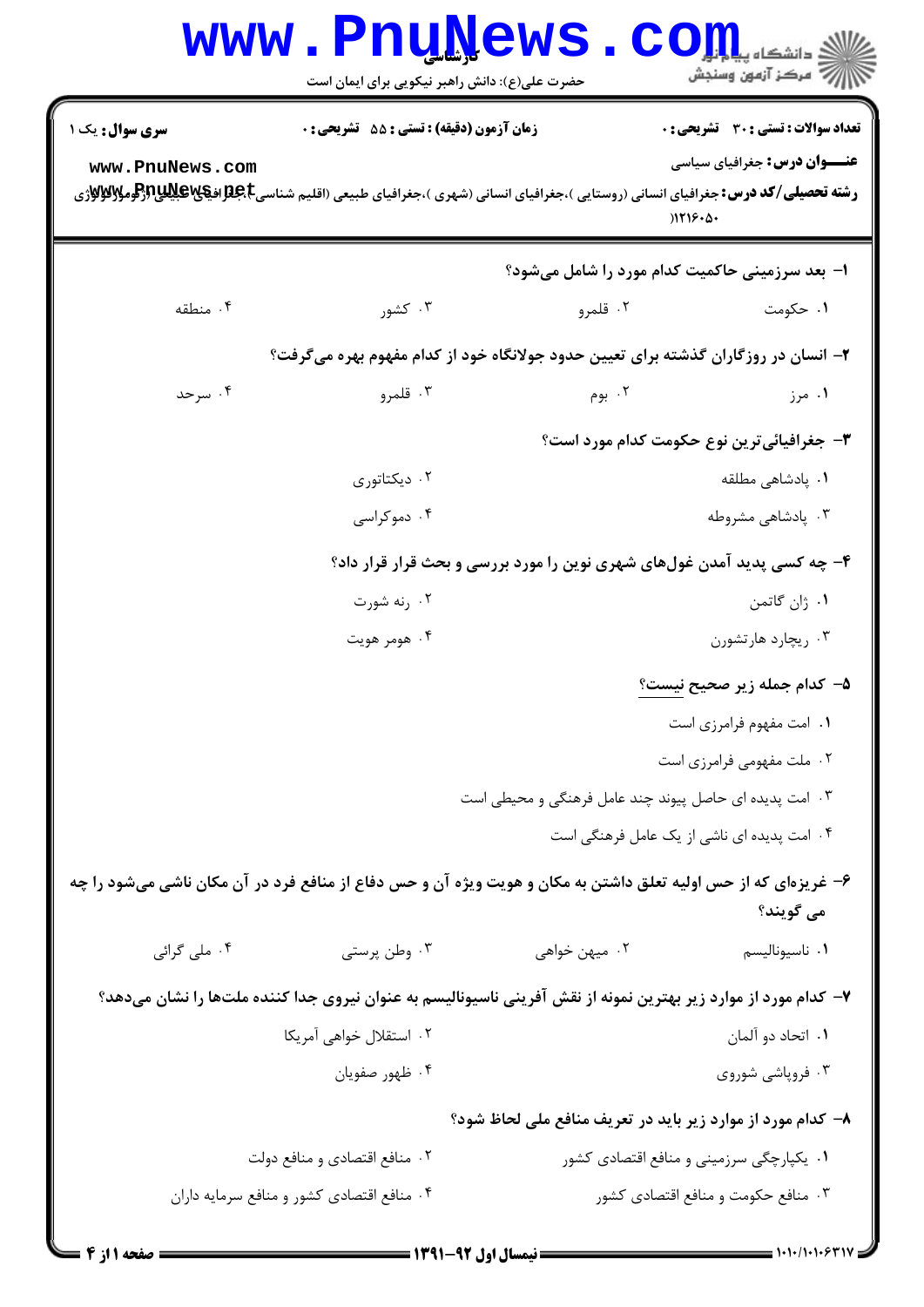**سری سوال:** یک ۱

**زمان آزمون (دقیقه) : تستی : ۵۵ تشریحی : ۰**

**تعداد سوالات : تستی : ۳۰ تشریحی : ۰**

**عنـــوان درس:** جغرافیای سیاسی

**رشته تحصیلی/کد درس:** جغرافیای انسانی (روستایی )،جغرافیای انسانی (شهری )،جغرافیای طبیعی (اقلیم شناسی)،جغرافیای طبیعی (ژئومورفولوژی )۱۲۱۶۰۵۰)

۱- بعد سرزمینی حاکمیت کدام مورد را شامل می‌شود؟

۱. حکومت
۲. قلمرو
۳. کشور
۴. منطقه

۲- انسان در روزگاران گذشته برای تعیین حدود جولانگاه خود از کدام مفهوم بهره می‌گرفت؟

۱. مرز
۲. بوم
۳. قلمرو
۴. سرحد

۳- جغرافیائی‌ترین نوع حکومت کدام مورد است؟

۱. پادشاهی مطلقه
۲. دیکتاتوری
۳. پادشاهی مشروطه
۴. دموکراسی

۴- چه کسی پدید آمدن غول‌های شهری نوین را مورد بررسی و بحث قرار قرار داد؟

۱. ژان گاتمن
۲. رنه شورت
۳. ریچارد هارتشورن
۴. هومر هویت

۵- کدام جمله زیر صحیح نیست؟

۱. امت مفهوم فرامرزی است
۲. ملت مفهومی فرامرزی است
۳. امت پدیده ای حاصل پیوند چند عامل فرهنگی و محیطی است
۴. امت پدیده ای ناشی از یک عامل فرهنگی است

۶- غریزه‌ای که از حس اولیه تعلق داشتن به مکان و هویت ویژه آن و حس دفاع از منافع فرد در آن مکان ناشی می‌شود را چه می گویند؟

۱. ناسیونالیسم
۲. میهن خواهی
۳. وطن پرستی
۴. ملی گرائی

۷- کدام مورد از موارد زیر بهترین نمونه از نقش آفرینی ناسیونالیسم به عنوان نیروی جدا کننده ملت‌ها را نشان می‌دهد؟

۱. اتحاد دو آلمان
۲. استقلال خواهی آمریکا
۳. فروپاشی شوروی
۴. ظهور صفویان

۸- کدام مورد از موارد زیر باید در تعریف منافع ملی لحاظ شود؟

۱. یکپارچگی سرزمینی و منافع اقتصادی کشور
۲. منافع اقتصادی و منافع دولت
۳. منافع حکومت و منافع اقتصادی کشور
۴. منافع اقتصادی کشور و منافع سرمایه داران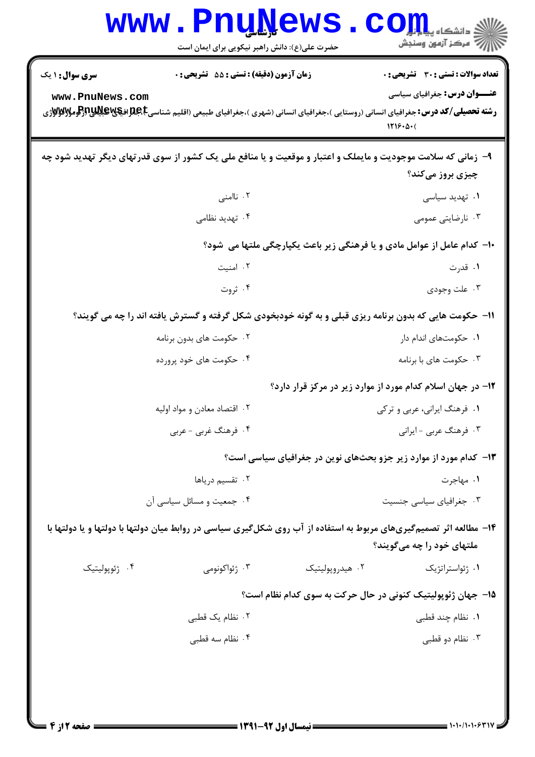**تعداد سوالات : تستی : ۳۰  تشریحی : ۰**  **زمان آزمون (دقیقه) : تستی : ۵۵  تشریحی : ۰**  **سری سوال : ۱ یک**

**عنـــوان درس:** جغرافیای سیاسی

**رشته تحصیلی/کد درس:** جغرافیای انسانی (روستایی )،جغرافیای انسانی (شهری )،جغرافیای طبیعی (اقلیم شناسی)،جغرافیای طبیعی (ژئومورفولوژی) ۱۲۱۶۰۵۰

۹- زمانی که سلامت موجودیت و مایملک و اعتبار و موقعیت و یا منافع ملی یک کشور از سوی قدرتهای دیگر تهدید شود چه چیزی بروز می‌کند؟

۱. تهدید سیاسی
۲. ناامنی
۳. نارضایتی عمومی
۴. تهدید نظامی

۱۰- کدام عامل از عوامل مادی و یا فرهنگی زیر باعث یکپارچگی ملتها می شود؟

۱. قدرت
۲. امنیت
۳. علت وجودی
۴. ثروت

۱۱- حکومت هایی که بدون برنامه ریزی قبلی و به گونه خودبخودی شکل گرفته و گسترش یافته اند را چه می گویند؟

۱. حکومت‌های اندام دار
۲. حکومت های بدون برنامه
۳. حکومت های با برنامه
۴. حکومت های خود پرورده

۱۲- در جهان اسلام کدام مورد از موارد زیر در مرکز قرار دارد؟

۱. فرهنگ ایرانی، عربی و ترکی
۲. اقتصاد معادن و مواد اولیه
۳. فرهنگ عربی - ایرانی
۴. فرهنگ غربی - عربی

۱۳- کدام مورد از موارد زیر جزو بحث‌های نوین در جغرافیای سیاسی است؟

۱. مهاجرت
۲. تقسیم دریاها
۳. جغرافیای سیاسی جنسیت
۴. جمعیت و مسائل سیاسی آن

۱۴- مطالعه اثر تصمیم‌گیری‌های مربوط به استفاده از آب روی شکل‌گیری سیاسی در روابط میان دولتها با دولتها و یا دولتها با ملتهای خود را چه می‌گویند؟

۱. ژئواستراتژیک
۲. هیدروپولیتیک
۳. ژئواکونومی
۴. ژئوپولیتیک

۱۵- جهان ژئوپولیتیک کنونی در حال حرکت به سوی کدام نظام است؟

۱. نظام چند قطبی
۲. نظام یک قطبی
۳. نظام دو قطبی
۴. نظام سه قطبی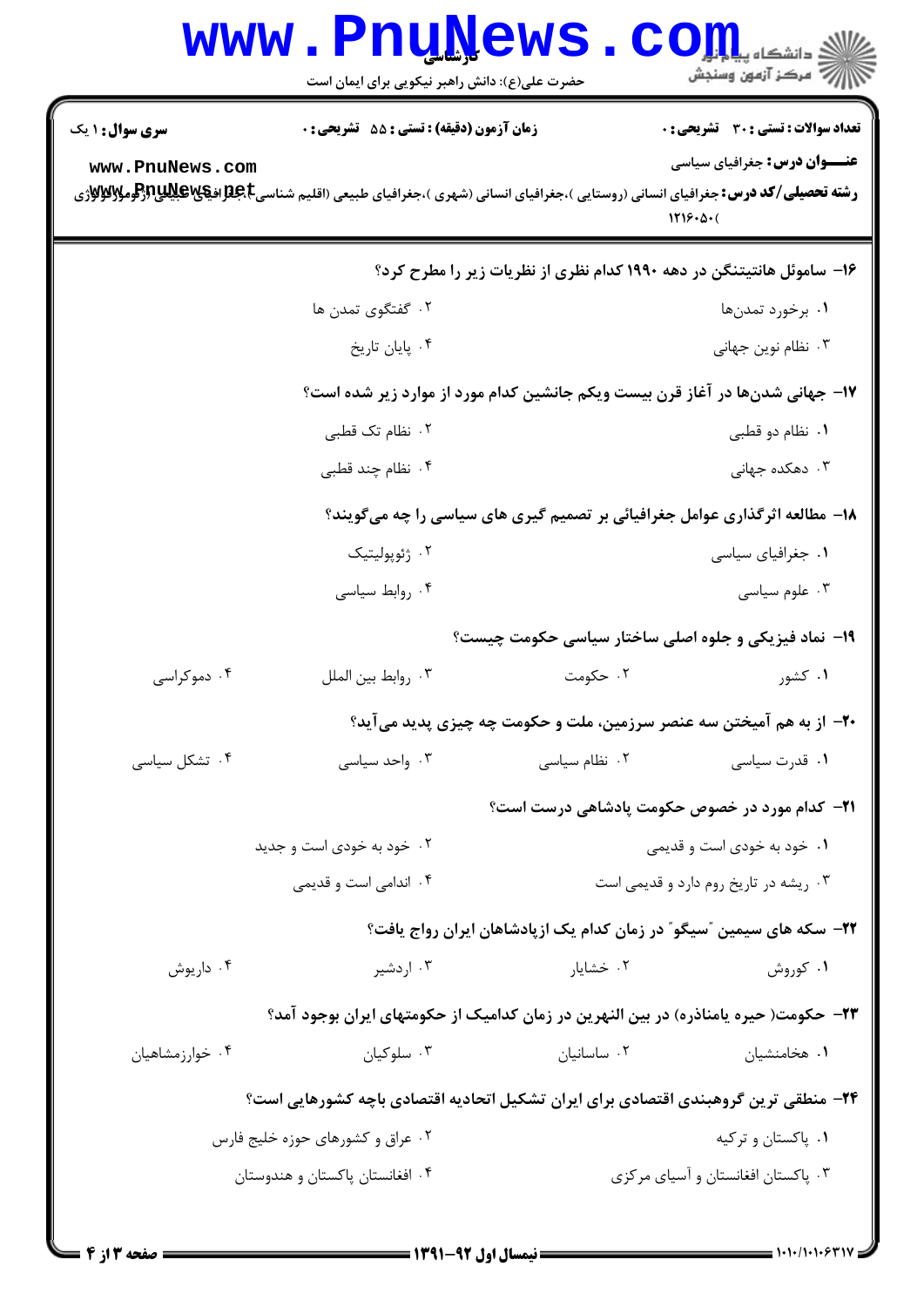**سری سوال:** ۱ یک

**زمان آزمون (دقیقه) : تستی : ۵۵ تشریحی : ۰**

**تعداد سوالات : تستی : ۳۰ تشریحی : ۰**

**عنـــوان درس:** جغرافیای سیاسی

**رشته تحصیلی/کد درس:** جغرافیای انسانی (روستایی )،جغرافیای انسانی (شهری )،جغرافیای طبیعی (اقلیم شناسی)،جغرافیای طبیعی (ژئومورفولوژی) ۱۲۱۶۰۵۰

۱۶- ساموئل هانتینتگن در دهه ۱۹۹۰ کدام نظری از نظریات زیر را مطرح کرد؟

۱. برخورد تمدن‌ها
۲. گفتگوی تمدن ها
۳. نظام نوین جهانی
۴. پایان تاریخ

۱۷- جهانی شدن‌ها در آغاز قرن بیست ویکم جانشین کدام مورد از موارد زیر شده است؟

۱. نظام دو قطبی
۲. نظام تک قطبی
۳. دهکده جهانی
۴. نظام چند قطبی

۱۸- مطالعه اثرگذاری عوامل جغرافیائی بر تصمیم گیری های سیاسی را چه می‌گویند؟

۱. جغرافیای سیاسی
۲. ژئوپولیتیک
۳. علوم سیاسی
۴. روابط سیاسی

۱۹- نماد فیزیکی و جلوه اصلی ساختار سیاسی حکومت چیست؟

۱. کشور
۲. حکومت
۳. روابط بین الملل
۴. دموکراسی

۲۰- از به هم آمیختن سه عنصر سرزمین، ملت و حکومت چه چیزی پدید می‌آید؟

۱. قدرت سیاسی
۲. نظام سیاسی
۳. واحد سیاسی
۴. تشکل سیاسی

۲۱- کدام مورد در خصوص حکومت پادشاهی درست است؟

۱. خود به خودی است و قدیمی
۲. خود به خودی است و جدید
۳. ریشه در تاریخ روم دارد و قدیمی است
۴. اندامی است و قدیمی

۲۲- سکه های سیمین "سیگو" در زمان کدام یک ازپادشاهان ایران رواج یافت؟

۱. کوروش
۲. خشایار
۳. اردشیر
۴. داریوش

۲۳- حکومت( حیره یامناذره) در بین النهرین در زمان کدامیک از حکومتهای ایران بوجود آمد؟

۱. هخامنشیان
۲. ساسانیان
۳. سلوکیان
۴. خوارزمشاهیان

۲۴- منطقی ترین گروهبندی اقتصادی برای ایران تشکیل اتحادیه اقتصادی باچه کشورهایی است؟

۱. پاکستان و ترکیه
۲. عراق و کشورهای حوزه خلیج فارس
۳. پاکستان افغانستان و آسیای مرکزی
۴. افغانستان پاکستان و هندوستان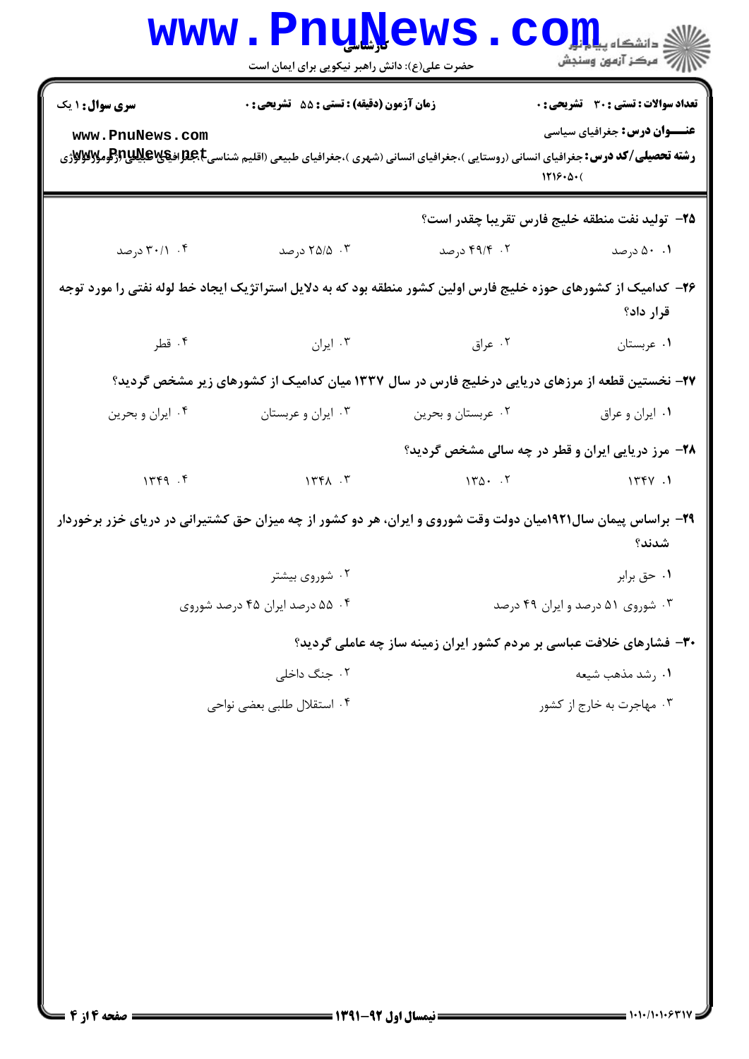**سری سوال:** ۱ یک

**زمان آزمون (دقیقه) : تستی :** ۵۵ **تشریحی :** ۰

**تعداد سوالات : تستی :** ۳۰ **تشریحی :** ۰

**عنـــوان درس:** جغرافیای سیاسی

**رشته تحصیلی/کد درس:** جغرافیای انسانی (روستایی )،جغرافیای انسانی (شهری )،جغرافیای طبیعی (اقلیم شناسی)،جغرافیای طبیعی (ژئومورفولوژی ۱۲۱۶۰۵۰(

**۲۵-** تولید نفت منطقه خلیج فارس تقریبا چقدر است؟

۱. ۵۰ درصد
۲. ۴۹/۴ درصد
۳. ۲۵/۵ درصد
۴. ۳۰/۱ درصد

**۲۶-** کدامیک از کشورهای حوزه خلیج فارس اولین کشور منطقه بود که به دلایل استراتژیک ایجاد خط لوله نفتی را مورد توجه قرار داد؟

۱. عربستان
۲. عراق
۳. ایران
۴. قطر

**۲۷-** نخستین قطعه از مرزهای دریایی درخلیج فارس در سال ۱۳۳۷ میان کدامیک از کشورهای زیر مشخص گردید؟

۱. ایران و عراق
۲. عربستان و بحرین
۳. ایران و عربستان
۴. ایران و بحرین

**۲۸-** مرز دریایی ایران و قطر در چه سالی مشخص گردید؟

۱. ۱۳۴۷
۲. ۱۳۵۰
۳. ۱۳۴۸
۴. ۱۳۴۹

**۲۹-** براساس پیمان سال۱۹۲۱میان دولت وقت شوروی و ایران، هر دو کشور از چه میزان حق کشتیرانی در دریای خزر برخوردار شدند؟

۱. حق برابر
۲. شوروی بیشتر
۳. شوروی ۵۱ درصد و ایران ۴۹ درصد
۴. ۵۵ درصد ایران ۴۵ درصد شوروی

**۳۰-** فشارهای خلافت عباسی بر مردم کشور ایران زمینه ساز چه عاملی گردید؟

۱. رشد مذهب شیعه
۲. جنگ داخلی
۳. مهاجرت به خارج از کشور
۴. استقلال طلبی بعضی نواحی